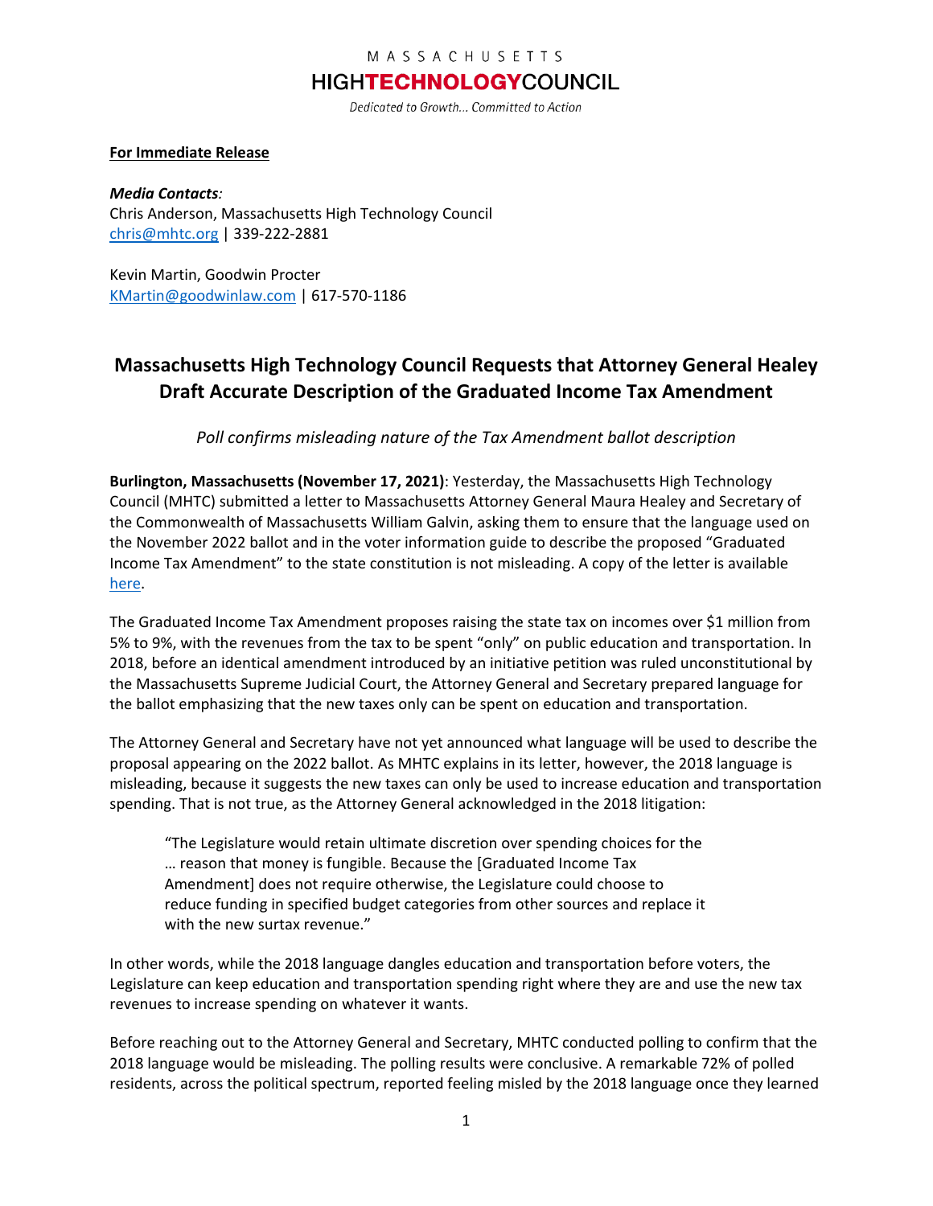MASSACHUSETTS
HIGHTECHNOLOGYCOUNCIL
*Dedicated to Growth... Committed to Action*

**For Immediate Release**

***Media Contacts****:*
Chris Anderson, Massachusetts High Technology Council
chris@mhtc.org | 339-222-2881

Kevin Martin, Goodwin Procter
KMartin@goodwinlaw.com | 617-570-1186

## Massachusetts High Technology Council Requests that Attorney General Healey Draft Accurate Description of the Graduated Income Tax Amendment

*Poll confirms misleading nature of the Tax Amendment ballot description*

**Burlington, Massachusetts (November 17, 2021)**: Yesterday, the Massachusetts High Technology Council (MHTC) submitted a letter to Massachusetts Attorney General Maura Healey and Secretary of the Commonwealth of Massachusetts William Galvin, asking them to ensure that the language used on the November 2022 ballot and in the voter information guide to describe the proposed "Graduated Income Tax Amendment" to the state constitution is not misleading. A copy of the letter is available here.

The Graduated Income Tax Amendment proposes raising the state tax on incomes over $1 million from 5% to 9%, with the revenues from the tax to be spent "only" on public education and transportation. In 2018, before an identical amendment introduced by an initiative petition was ruled unconstitutional by the Massachusetts Supreme Judicial Court, the Attorney General and Secretary prepared language for the ballot emphasizing that the new taxes only can be spent on education and transportation.

The Attorney General and Secretary have not yet announced what language will be used to describe the proposal appearing on the 2022 ballot. As MHTC explains in its letter, however, the 2018 language is misleading, because it suggests the new taxes can only be used to increase education and transportation spending. That is not true, as the Attorney General acknowledged in the 2018 litigation:

> "The Legislature would retain ultimate discretion over spending choices for the … reason that money is fungible. Because the [Graduated Income Tax Amendment] does not require otherwise, the Legislature could choose to reduce funding in specified budget categories from other sources and replace it with the new surtax revenue."

In other words, while the 2018 language dangles education and transportation before voters, the Legislature can keep education and transportation spending right where they are and use the new tax revenues to increase spending on whatever it wants.

Before reaching out to the Attorney General and Secretary, MHTC conducted polling to confirm that the 2018 language would be misleading. The polling results were conclusive. A remarkable 72% of polled residents, across the political spectrum, reported feeling misled by the 2018 language once they learned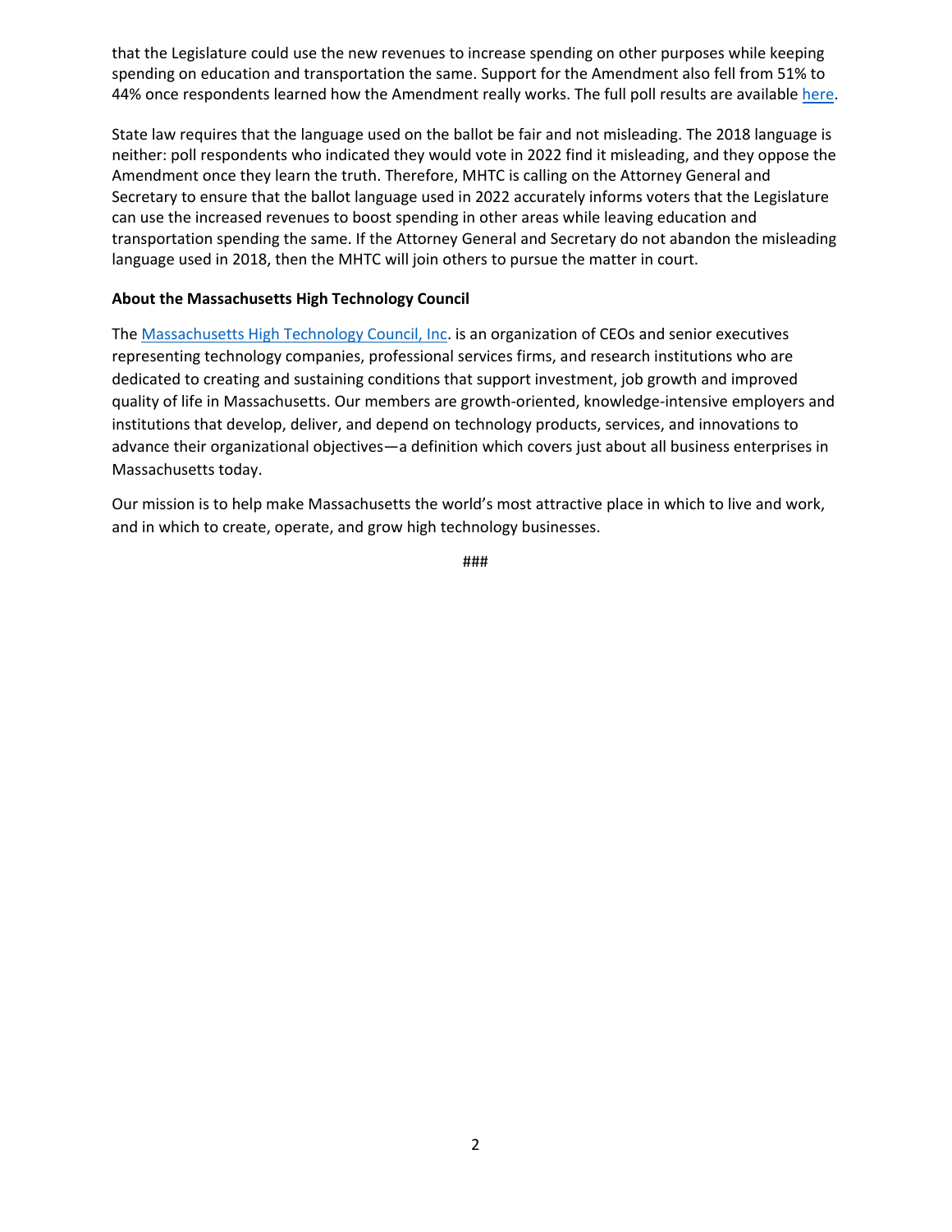that the Legislature could use the new revenues to increase spending on other purposes while keeping spending on education and transportation the same. Support for the Amendment also fell from 51% to 44% once respondents learned how the Amendment really works. The full poll results are available here.

State law requires that the language used on the ballot be fair and not misleading. The 2018 language is neither: poll respondents who indicated they would vote in 2022 find it misleading, and they oppose the Amendment once they learn the truth. Therefore, MHTC is calling on the Attorney General and Secretary to ensure that the ballot language used in 2022 accurately informs voters that the Legislature can use the increased revenues to boost spending in other areas while leaving education and transportation spending the same. If the Attorney General and Secretary do not abandon the misleading language used in 2018, then the MHTC will join others to pursue the matter in court.

**About the Massachusetts High Technology Council**

The Massachusetts High Technology Council, Inc. is an organization of CEOs and senior executives representing technology companies, professional services firms, and research institutions who are dedicated to creating and sustaining conditions that support investment, job growth and improved quality of life in Massachusetts. Our members are growth-oriented, knowledge-intensive employers and institutions that develop, deliver, and depend on technology products, services, and innovations to advance their organizational objectives—a definition which covers just about all business enterprises in Massachusetts today.

Our mission is to help make Massachusetts the world's most attractive place in which to live and work, and in which to create, operate, and grow high technology businesses.

###